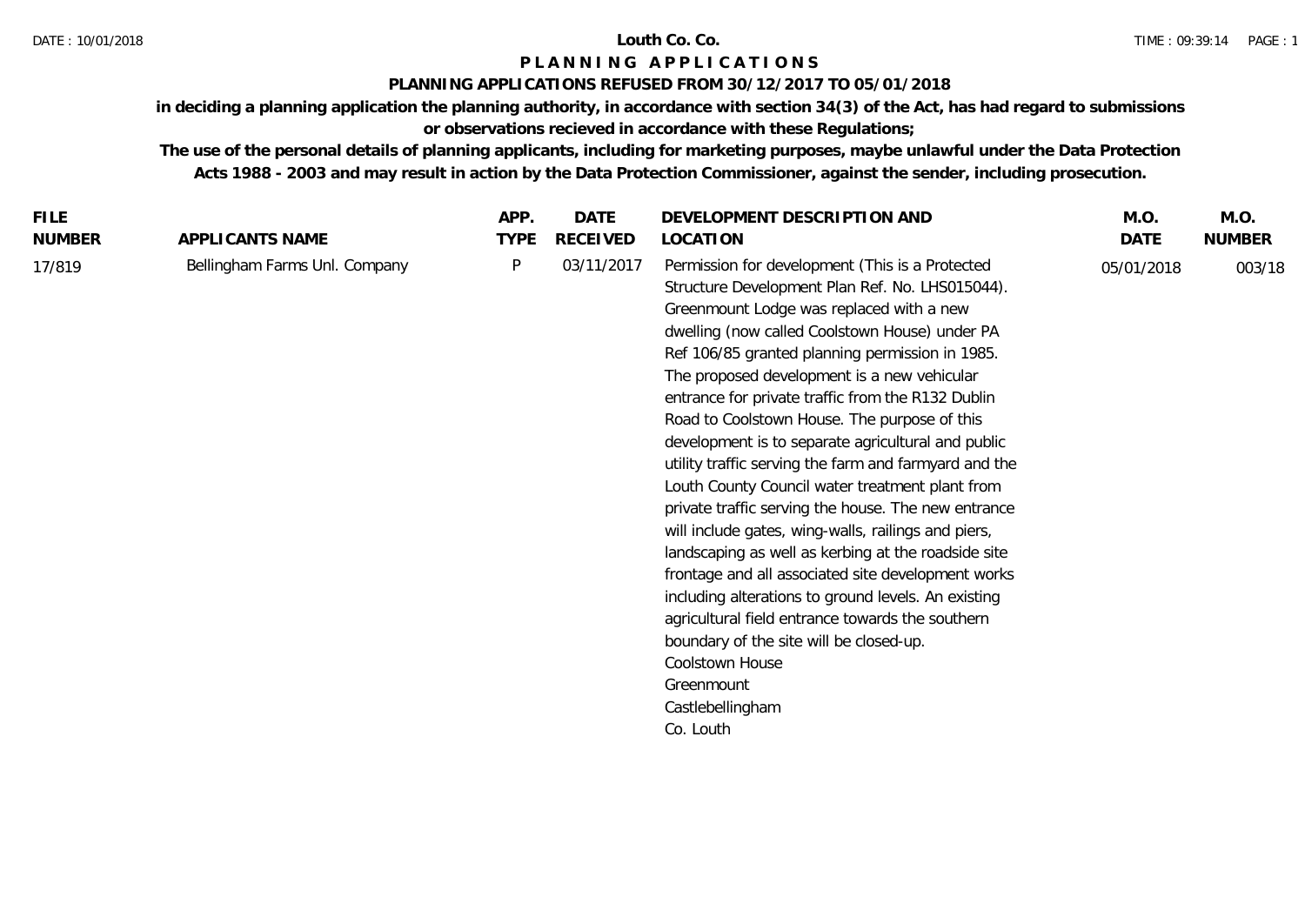# Louth Co. Co.

## PLANNING APPLICATIONS

### PLANNING APPLICATIONS REFUSED FROM 30/12/2017 TO 05/01/2018

**in deciding a planning application the planning authority, in accordance with section 34(3) of the Act, has had regard to submissions or observations recieved in accordance with these Regulations;**

**The use of the personal details of planning applicants, including for marketing purposes, maybe unlawful under the Data Protection Acts 1988 - 2003 and may result in action by the Data Protection Commissioner, against the sender, including prosecution.**

| FILE NUMBER | APPLICANTS NAME | APP. TYPE | DATE RECEIVED | DEVELOPMENT DESCRIPTION AND LOCATION | M.O. DATE | M.O. NUMBER |
|---|---|---|---|---|---|---|
| 17/819 | Bellingham Farms Unl. Company | P | 03/11/2017 | Permission for development (This is a Protected Structure Development Plan Ref. No. LHS015044). Greenmount Lodge was replaced with a new dwelling (now called Coolstown House) under PA Ref 106/85 granted planning permission in 1985. The proposed development is a new vehicular entrance for private traffic from the R132 Dublin Road to Coolstown House. The purpose of this development is to separate agricultural and public utility traffic serving the farm and farmyard and the Louth County Council water treatment plant from private traffic serving the house. The new entrance will include gates, wing-walls, railings and piers, landscaping as well as kerbing at the roadside site frontage and all associated site development works including alterations to ground levels. An existing agricultural field entrance towards the southern boundary of the site will be closed-up. Coolstown House Greenmount Castlebellingham Co. Louth | 05/01/2018 | 003/18 |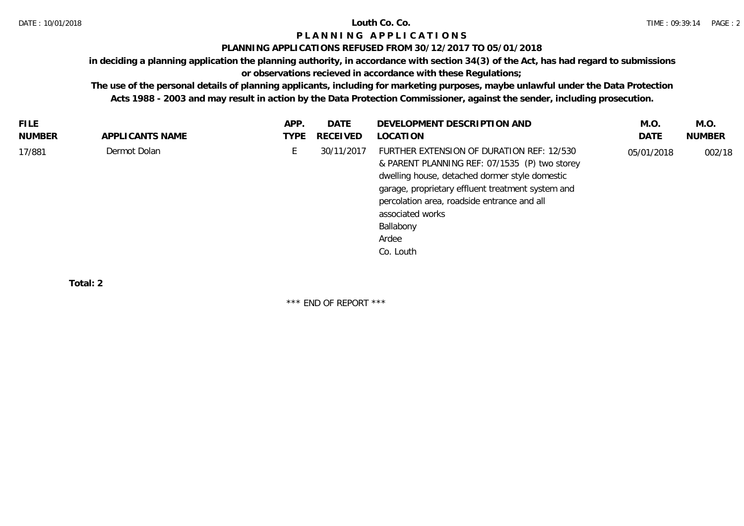Louth Co. Co.

**P L A N N I N G A P P L I C A T I O N S**

**PLANNING APPLICATIONS REFUSED FROM 30/12/2017 TO 05/01/2018**

**in deciding a planning application the planning authority, in accordance with section 34(3) of the Act, has had regard to submissions or observations recieved in accordance with these Regulations;**

**The use of the personal details of planning applicants, including for marketing purposes, maybe unlawful under the Data Protection Acts 1988 - 2003 and may result in action by the Data Protection Commissioner, against the sender, including prosecution.**

| FILE NUMBER | APPLICANTS NAME | APP. TYPE | DATE RECEIVED | DEVELOPMENT DESCRIPTION AND LOCATION | M.O. DATE | M.O. NUMBER |
|---|---|---|---|---|---|---|
| 17/881 | Dermot Dolan | E | 30/11/2017 | FURTHER EXTENSION OF DURATION REF: 12/530 & PARENT PLANNING REF: 07/1535 (P) two storey dwelling house, detached dormer style domestic garage, proprietary effluent treatment system and percolation area, roadside entrance and all associated works Ballabony Ardee Co. Louth | 05/01/2018 | 002/18 |

**Total: 2**

\*\*\* END OF REPORT \*\*\*